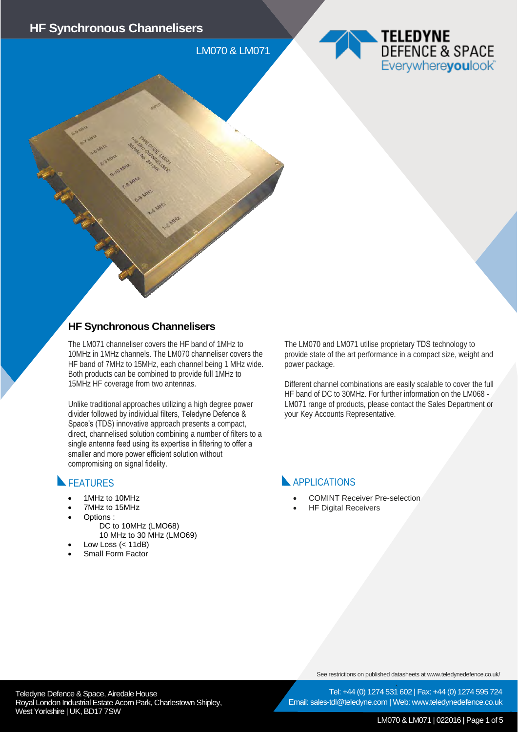# HF Synchronous Channelisers

LM070 & LM071

## HF Synchronous Channelisers

The LM071 channeliser covers the HF band of 1MHz to 10MHz in 1MHz channels. The LM070 channeliser covers the HF band of 7MHz to 15MHz, each channel being 1 MHz wide. Both products can be combined to provide full 1MHz to 15MHz HF coverage from two antennas.

Unlike traditional approaches utilizing a high degree power divider followed by individual filters, Teledyne Defence & Space's (TDS) innovative approach presents a compact, direct, channelised solution combining a number of filters to a single antenna feed using its expertise in filtering to offer a smaller and more power efficient solution without compromising on signal fidelity.

The LM070 and LM071 utilise proprietary TDS technology to provide state of the art performance in a compact size, weight and power package.

Different channel combinations are easily scalable to cover the full HF band of DC to 30MHz. For further information on the LM068 - LM071 range of products, please contact the Sales Department or your Key Accounts Representative.

## FEATURES

- 1MHz to 10MHz
- 7MHz to 15MHz
- Options :
  - DC to 10MHz (LMO68)
  - 10 MHz to 30 MHz (LMO69)
- Low Loss (< 11dB)
- Small Form Factor

## APPLICATIONS

- COMINT Receiver Pre-selection
- HF Digital Receivers

See restrictions on published datasheets at www.teledynedefence.co.uk/

Teledyne Defence & Space, Airedale House
Royal London Industrial Estate Acorn Park, Charlestown Shipley, West Yorkshire | UK, BD17 7SW

Tel: +44 (0) 1274 531 602 | Fax: +44 (0) 1274 595 724
Email: sales-tdl@teledyne.com | Web: www.teledynedefence.co.uk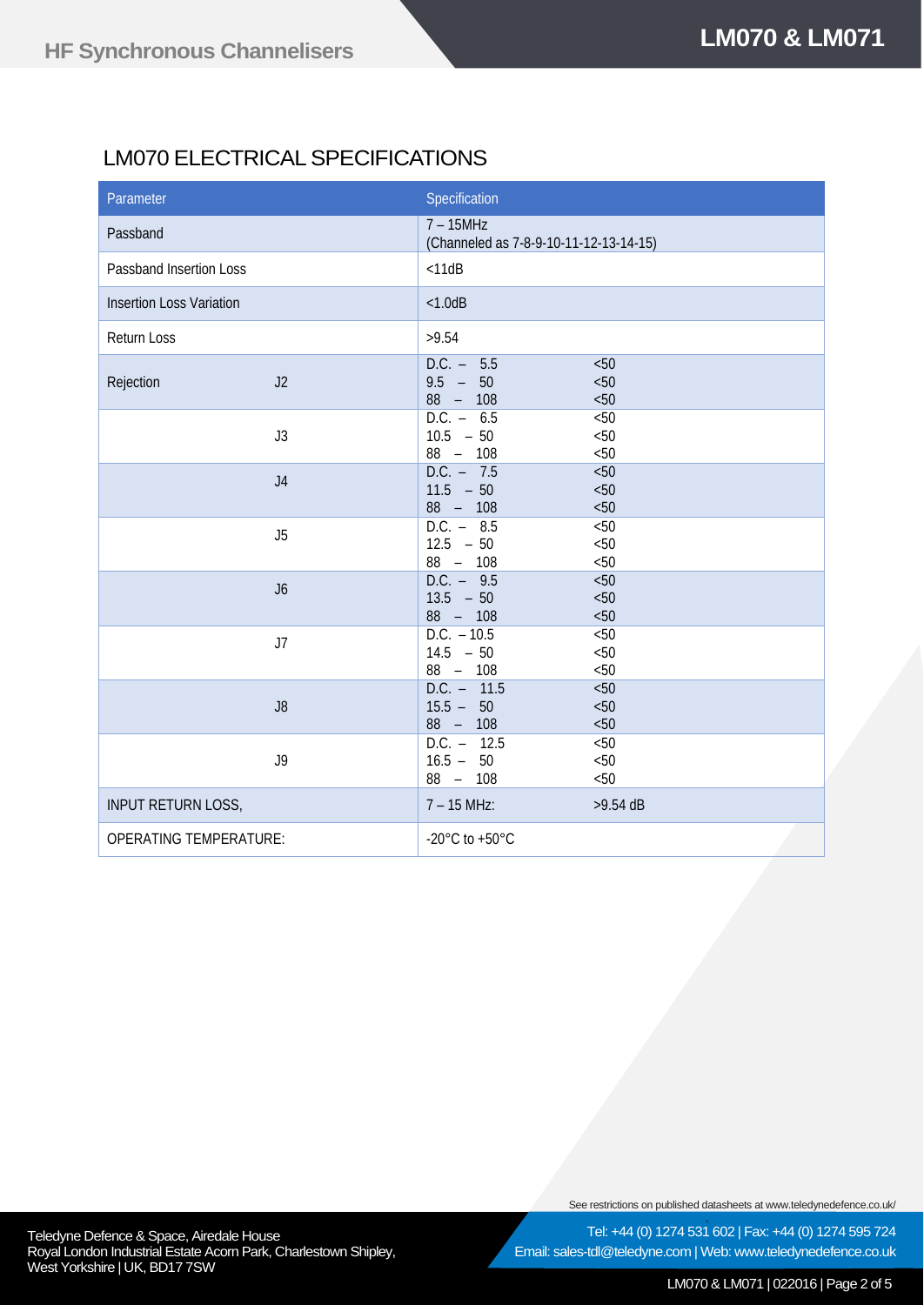## LM070 ELECTRICAL SPECIFICATIONS

| Parameter | | Specification | |
|---|---|---|---|
| Passband | | 7 – 15MHz<br>(Channeled as 7-8-9-10-11-12-13-14-15) | |
| Passband Insertion Loss | | <11dB | |
| Insertion Loss Variation | | <1.0dB | |
| Return Loss | | >9.54 | |
| Rejection | J2 | D.C. – 5.5<br>9.5 – 50<br>88 – 108 | <50<br><50<br><50 |
| | J3 | D.C. – 6.5<br>10.5 – 50<br>88 – 108 | <50<br><50<br><50 |
| | J4 | D.C. – 7.5<br>11.5 – 50<br>88 – 108 | <50<br><50<br><50 |
| | J5 | D.C. – 8.5<br>12.5 – 50<br>88 – 108 | <50<br><50<br><50 |
| | J6 | D.C. – 9.5<br>13.5 – 50<br>88 – 108 | <50<br><50<br><50 |
| | J7 | D.C. – 10.5<br>14.5 – 50<br>88 – 108 | <50<br><50<br><50 |
| | J8 | D.C. – 11.5<br>15.5 – 50<br>88 – 108 | <50<br><50<br><50 |
| | J9 | D.C. – 12.5<br>16.5 – 50<br>88 – 108 | <50<br><50<br><50 |
| INPUT RETURN LOSS, | | 7 – 15 MHz: | >9.54 dB |
| OPERATING TEMPERATURE: | | -20°C to +50°C | |

See restrictions on published datasheets at www.teledynedefence.co.uk/

Teledyne Defence & Space, Airedale House
Royal London Industrial Estate Acorn Park, Charlestown Shipley, West Yorkshire | UK, BD17 7SW

Tel: +44 (0) 1274 531 602 | Fax: +44 (0) 1274 595 724
Email: sales-tdl@teledyne.com | Web: www.teledynedefence.co.uk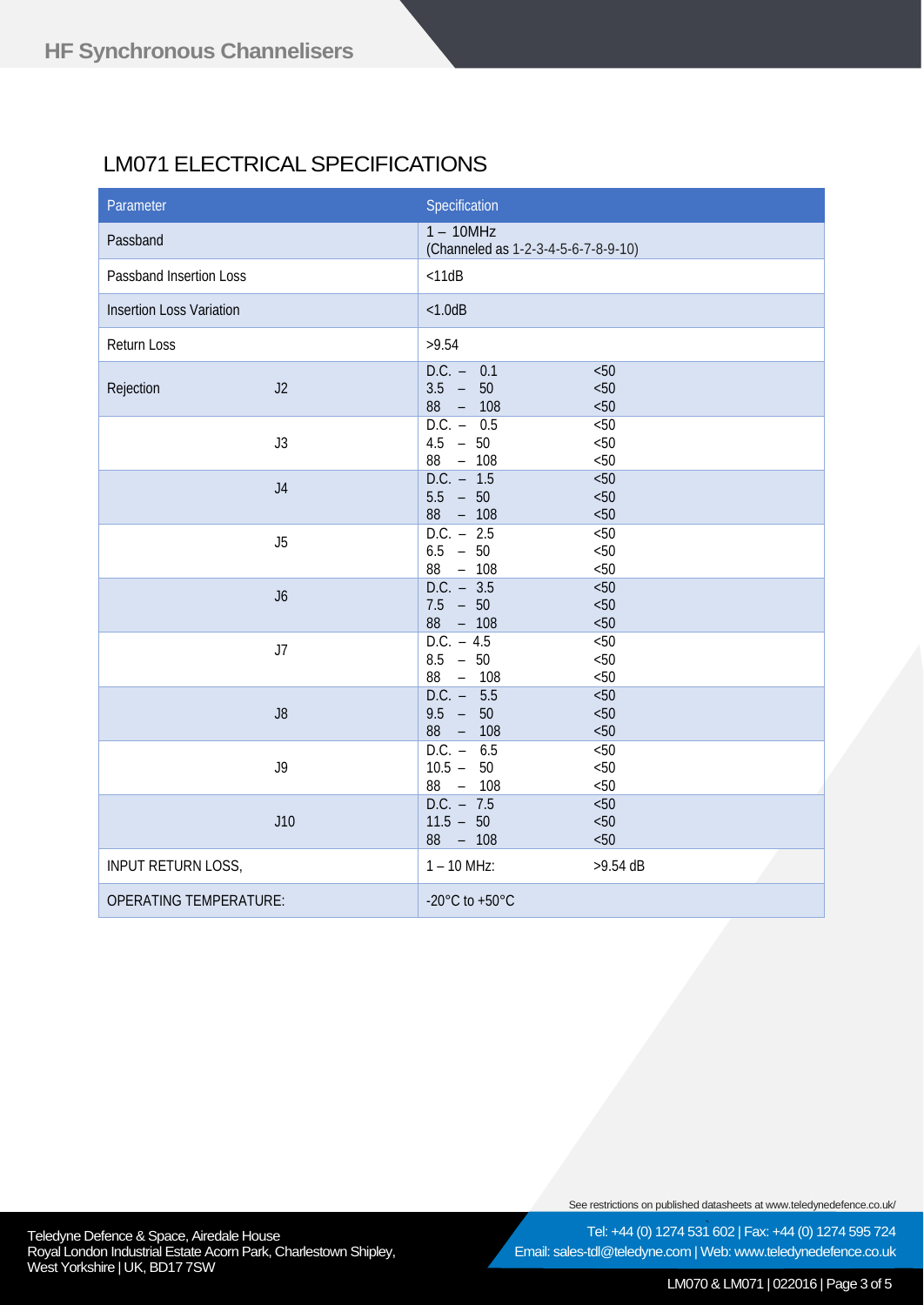## LM071 ELECTRICAL SPECIFICATIONS

| Parameter | | Specification | |
|---|---|---|---|
| Passband | | 1 – 10MHz<br>(Channeled as 1-2-3-4-5-6-7-8-9-10) | |
| Passband Insertion Loss | | <11dB | |
| Insertion Loss Variation | | <1.0dB | |
| Return Loss | | >9.54 | |
| Rejection | J2 | D.C. – 0.1<br>3.5 – 50<br>88 – 108 | <50<br><50<br><50 |
| | J3 | D.C. – 0.5<br>4.5 – 50<br>88 – 108 | <50<br><50<br><50 |
| | J4 | D.C. – 1.5<br>5.5 – 50<br>88 – 108 | <50<br><50<br><50 |
| | J5 | D.C. – 2.5<br>6.5 – 50<br>88 – 108 | <50<br><50<br><50 |
| | J6 | D.C. – 3.5<br>7.5 – 50<br>88 – 108 | <50<br><50<br><50 |
| | J7 | D.C. – 4.5<br>8.5 – 50<br>88 – 108 | <50<br><50<br><50 |
| | J8 | D.C. – 5.5<br>9.5 – 50<br>88 – 108 | <50<br><50<br><50 |
| | J9 | D.C. – 6.5<br>10.5 – 50<br>88 – 108 | <50<br><50<br><50 |
| | J10 | D.C. – 7.5<br>11.5 – 50<br>88 – 108 | <50<br><50<br><50 |
| INPUT RETURN LOSS, | | 1 – 10 MHz: | >9.54 dB |
| OPERATING TEMPERATURE: | | -20°C to +50°C | |

See restrictions on published datasheets at www.teledynedefence.co.uk/

Teledyne Defence & Space, Airedale House
Royal London Industrial Estate Acorn Park, Charlestown Shipley, West Yorkshire | UK, BD17 7SW

Tel: +44 (0) 1274 531 602 | Fax: +44 (0) 1274 595 724
Email: sales-tdl@teledyne.com | Web: www.teledynedefence.co.uk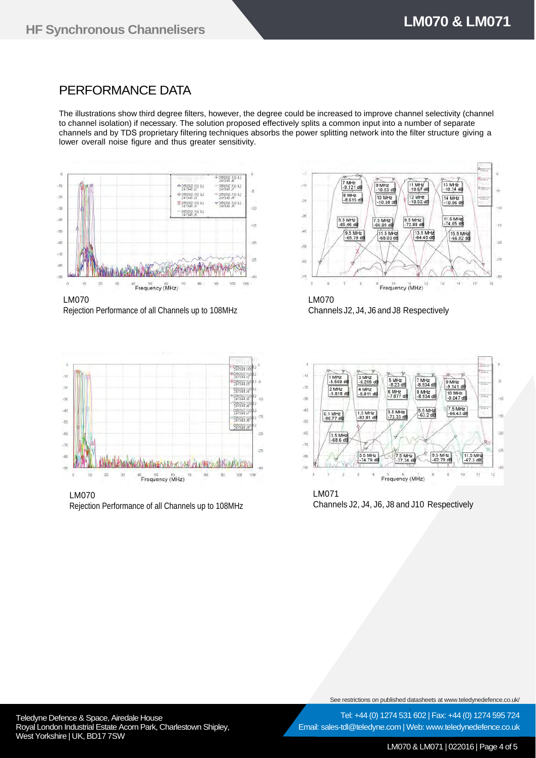## PERFORMANCE DATA

The illustrations show third degree filters, however, the degree could be increased to improve channel selectivity (channel to channel isolation) if necessary. The solution proposed effectively splits a common input into a number of separate channels and by TDS proprietary filtering techniques absorbs the power splitting network into the filter structure giving a lower overall noise figure and thus greater sensitivity.

LM070
Rejection Performance of all Channels up to 108MHz

LM070
Channels J2, J4, J6 and J8 Respectively

LM070
Rejection Performance of all Channels up to 108MHz

LM071
Channels J2, J4, J6, J8 and J10 Respectively

See restrictions on published datasheets at www.teledynedefence.co.uk/

Teledyne Defence & Space, Airedale House
Royal London Industrial Estate Acorn Park, Charlestown Shipley, West Yorkshire | UK, BD17 7SW

Tel: +44 (0) 1274 531 602 | Fax: +44 (0) 1274 595 724
Email: sales-tdl@teledyne.com | Web: www.teledynedefence.co.uk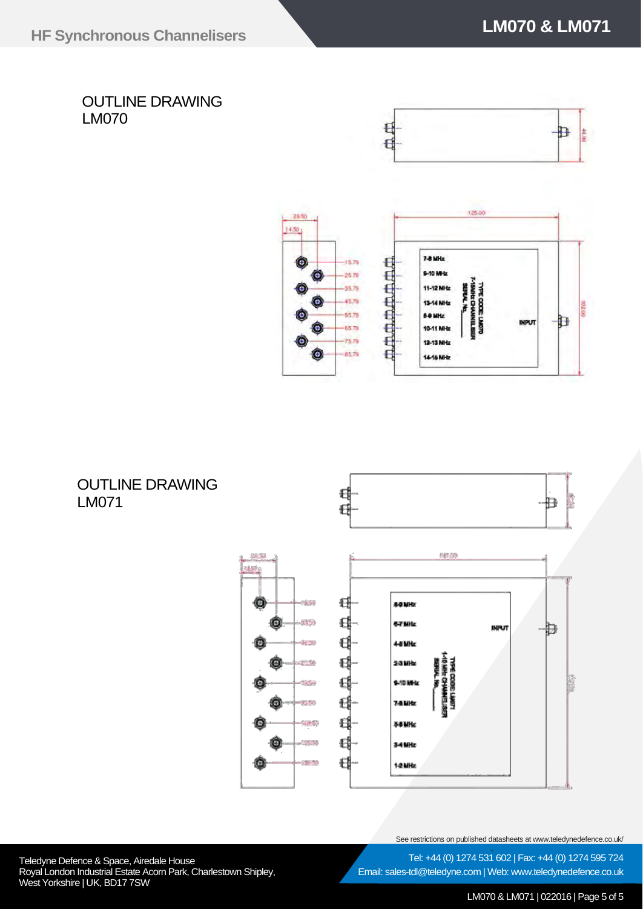## OUTLINE DRAWING LM070

28.50
14.50
15.79
25.79
35.79
45.79
55.79
65.79
75.79
85.79
125.00
40.00
102.00

7-8 MHz
9-10 MHz
11-12 MHz
13-14 MHz
8-9 MHz
10-11 MHz
12-13 MHz
14-15 MHz
INPUT
TYPE CODE: LM070
7-15MHz CHANNELISER
SERIAL No.________

## OUTLINE DRAWING LM071

9-10 MHz
6-7 MHz
4-5 MHz
2-3 MHz
9-10 MHz
7-8 MHz
5-6 MHz
3-4 MHz
1-2 MHz
INPUT
TYPE CODE: LM071
1-10 MHz CHANNELISER
SERIAL No.________

See restrictions on published datasheets at www.teledynedefence.co.uk/

Teledyne Defence & Space, Airedale House
Royal London Industrial Estate Acorn Park, Charlestown Shipley,
West Yorkshire | UK, BD17 7SW

Tel: +44 (0) 1274 531 602 | Fax: +44 (0) 1274 595 724
Email: sales-tdl@teledyne.com | Web: www.teledynedefence.co.uk